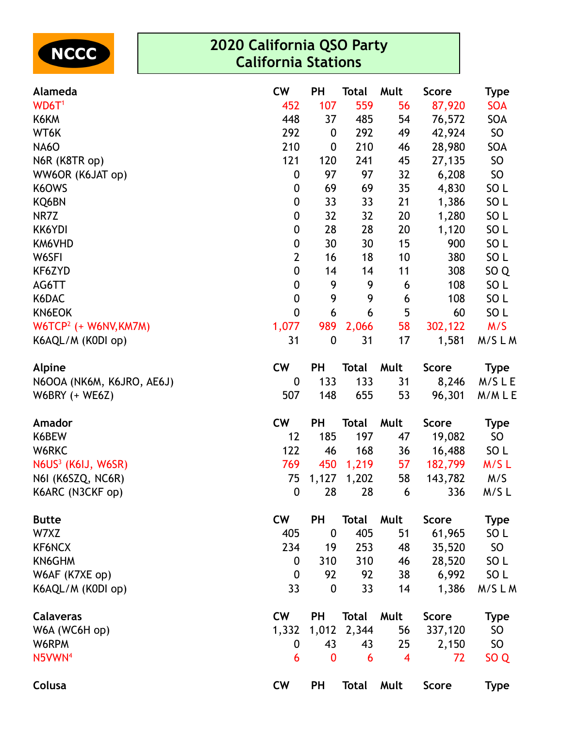NCCC

# 2020 California QSO Party
## California Stations

| Alameda | CW | PH | Total | Mult | Score | Type |
|---|---|---|---|---|---|---|
| WD6T[1] | 452 | 107 | 559 | 56 | 87,920 | SOA |
| K6KM | 448 | 37 | 485 | 54 | 76,572 | SOA |
| WT6K | 292 | 0 | 292 | 49 | 42,924 | SO |
| NA6O | 210 | 0 | 210 | 46 | 28,980 | SOA |
| N6R (K8TR op) | 121 | 120 | 241 | 45 | 27,135 | SO |
| WW6OR (K6JAT op) | 0 | 97 | 97 | 32 | 6,208 | SO |
| K6OWS | 0 | 69 | 69 | 35 | 4,830 | SO L |
| KQ6BN | 0 | 33 | 33 | 21 | 1,386 | SO L |
| NR7Z | 0 | 32 | 32 | 20 | 1,280 | SO L |
| KK6YDI | 0 | 28 | 28 | 20 | 1,120 | SO L |
| KM6VHD | 0 | 30 | 30 | 15 | 900 | SO L |
| W6SFI | 2 | 16 | 18 | 10 | 380 | SO L |
| KF6ZYD | 0 | 14 | 14 | 11 | 308 | SO Q |
| AG6TT | 0 | 9 | 9 | 6 | 108 | SO L |
| K6DAC | 0 | 9 | 9 | 6 | 108 | SO L |
| KN6EOK | 0 | 6 | 6 | 5 | 60 | SO L |
| W6TCP[2] (+ W6NV,KM7M) | 1,077 | 989 | 2,066 | 58 | 302,122 | M/S |
| K6AQL/M (K0DI op) | 31 | 0 | 31 | 17 | 1,581 | M/S L M |

| Alpine | CW | PH | Total | Mult | Score | Type |
|---|---|---|---|---|---|---|
| N6OOA (NK6M, K6JRO, AE6J) | 0 | 133 | 133 | 31 | 8,246 | M/S L E |
| W6BRY (+ WE6Z) | 507 | 148 | 655 | 53 | 96,301 | M/M L E |

| Amador | CW | PH | Total | Mult | Score | Type |
|---|---|---|---|---|---|---|
| K6BEW | 12 | 185 | 197 | 47 | 19,082 | SO |
| W6RKC | 122 | 46 | 168 | 36 | 16,488 | SO L |
| N6US[3] (K6IJ, W6SR) | 769 | 450 | 1,219 | 57 | 182,799 | M/S L |
| N6I (K6SZQ, NC6R) | 75 | 1,127 | 1,202 | 58 | 143,782 | M/S |
| K6ARC (N3CKF op) | 0 | 28 | 28 | 6 | 336 | M/S L |

| Butte | CW | PH | Total | Mult | Score | Type |
|---|---|---|---|---|---|---|
| W7XZ | 405 | 0 | 405 | 51 | 61,965 | SO L |
| KF6NCX | 234 | 19 | 253 | 48 | 35,520 | SO |
| KN6GHM | 0 | 310 | 310 | 46 | 28,520 | SO L |
| W6AF (K7XE op) | 0 | 92 | 92 | 38 | 6,992 | SO L |
| K6AQL/M (K0DI op) | 33 | 0 | 33 | 14 | 1,386 | M/S L M |

| Calaveras | CW | PH | Total | Mult | Score | Type |
|---|---|---|---|---|---|---|
| W6A (WC6H op) | 1,332 | 1,012 | 2,344 | 56 | 337,120 | SO |
| W6RPM | 0 | 43 | 43 | 25 | 2,150 | SO |
| N5VWN[4] | 6 | 0 | 6 | 4 | 72 | SO Q |

| Colusa | CW | PH | Total | Mult | Score | Type |
|---|---|---|---|---|---|---|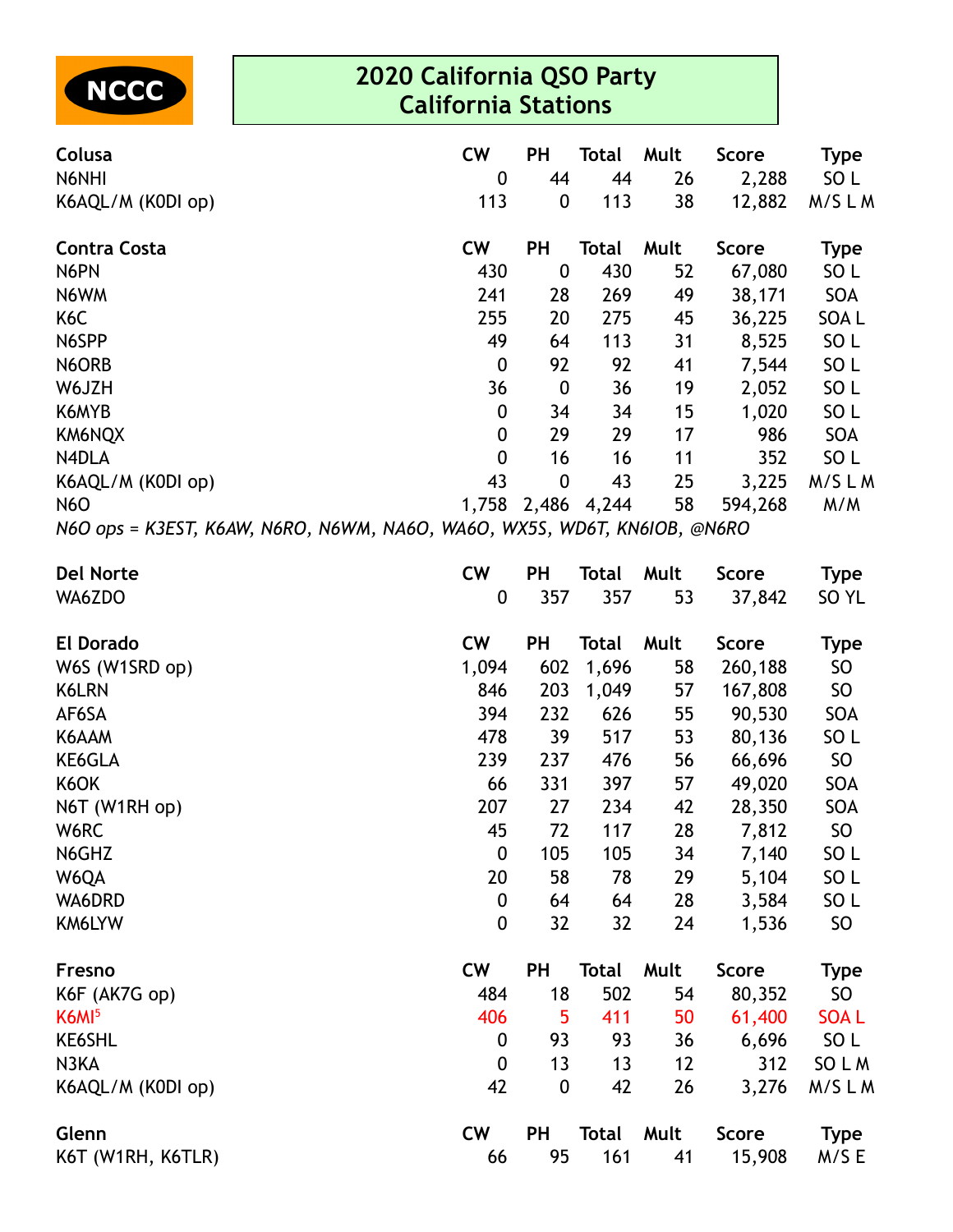NCCC

# 2020 California QSO Party
## California Stations

| Colusa | CW | PH | Total | Mult | Score | Type |
|---|---|---|---|---|---|---|
| N6NHI | 0 | 44 | 44 | 26 | 2,288 | SO L |
| K6AQL/M (K0DI op) | 113 | 0 | 113 | 38 | 12,882 | M/S L M |

| Contra Costa | CW | PH | Total | Mult | Score | Type |
|---|---|---|---|---|---|---|
| N6PN | 430 | 0 | 430 | 52 | 67,080 | SO L |
| N6WM | 241 | 28 | 269 | 49 | 38,171 | SOA |
| K6C | 255 | 20 | 275 | 45 | 36,225 | SOA L |
| N6SPP | 49 | 64 | 113 | 31 | 8,525 | SO L |
| N6ORB | 0 | 92 | 92 | 41 | 7,544 | SO L |
| W6JZH | 36 | 0 | 36 | 19 | 2,052 | SO L |
| K6MYB | 0 | 34 | 34 | 15 | 1,020 | SO L |
| KM6NQX | 0 | 29 | 29 | 17 | 986 | SOA |
| N4DLA | 0 | 16 | 16 | 11 | 352 | SO L |
| K6AQL/M (K0DI op) | 43 | 0 | 43 | 25 | 3,225 | M/S L M |
| N6O | 1,758 | 2,486 | 4,244 | 58 | 594,268 | M/M |

*N6O ops = K3EST, K6AW, N6RO, N6WM, NA6O, WA6O, WX5S, WD6T, KN6IOB, @N6RO*

| Del Norte | CW | PH | Total | Mult | Score | Type |
|---|---|---|---|---|---|---|
| WA6ZDO | 0 | 357 | 357 | 53 | 37,842 | SO YL |

| El Dorado | CW | PH | Total | Mult | Score | Type |
|---|---|---|---|---|---|---|
| W6S (W1SRD op) | 1,094 | 602 | 1,696 | 58 | 260,188 | SO |
| K6LRN | 846 | 203 | 1,049 | 57 | 167,808 | SO |
| AF6SA | 394 | 232 | 626 | 55 | 90,530 | SOA |
| K6AAM | 478 | 39 | 517 | 53 | 80,136 | SO L |
| KE6GLA | 239 | 237 | 476 | 56 | 66,696 | SO |
| K6OK | 66 | 331 | 397 | 57 | 49,020 | SOA |
| N6T (W1RH op) | 207 | 27 | 234 | 42 | 28,350 | SOA |
| W6RC | 45 | 72 | 117 | 28 | 7,812 | SO |
| N6GHZ | 0 | 105 | 105 | 34 | 7,140 | SO L |
| W6QA | 20 | 58 | 78 | 29 | 5,104 | SO L |
| WA6DRD | 0 | 64 | 64 | 28 | 3,584 | SO L |
| KM6LYW | 0 | 32 | 32 | 24 | 1,536 | SO |

| Fresno | CW | PH | Total | Mult | Score | Type |
|---|---|---|---|---|---|---|
| K6F (AK7G op) | 484 | 18 | 502 | 54 | 80,352 | SO |
| K6MI[5] | 406 | 5 | 411 | 50 | 61,400 | SOA L |
| KE6SHL | 0 | 93 | 93 | 36 | 6,696 | SO L |
| N3KA | 0 | 13 | 13 | 12 | 312 | SO L M |
| K6AQL/M (K0DI op) | 42 | 0 | 42 | 26 | 3,276 | M/S L M |

| Glenn | CW | PH | Total | Mult | Score | Type |
|---|---|---|---|---|---|---|
| K6T (W1RH, K6TLR) | 66 | 95 | 161 | 41 | 15,908 | M/S E |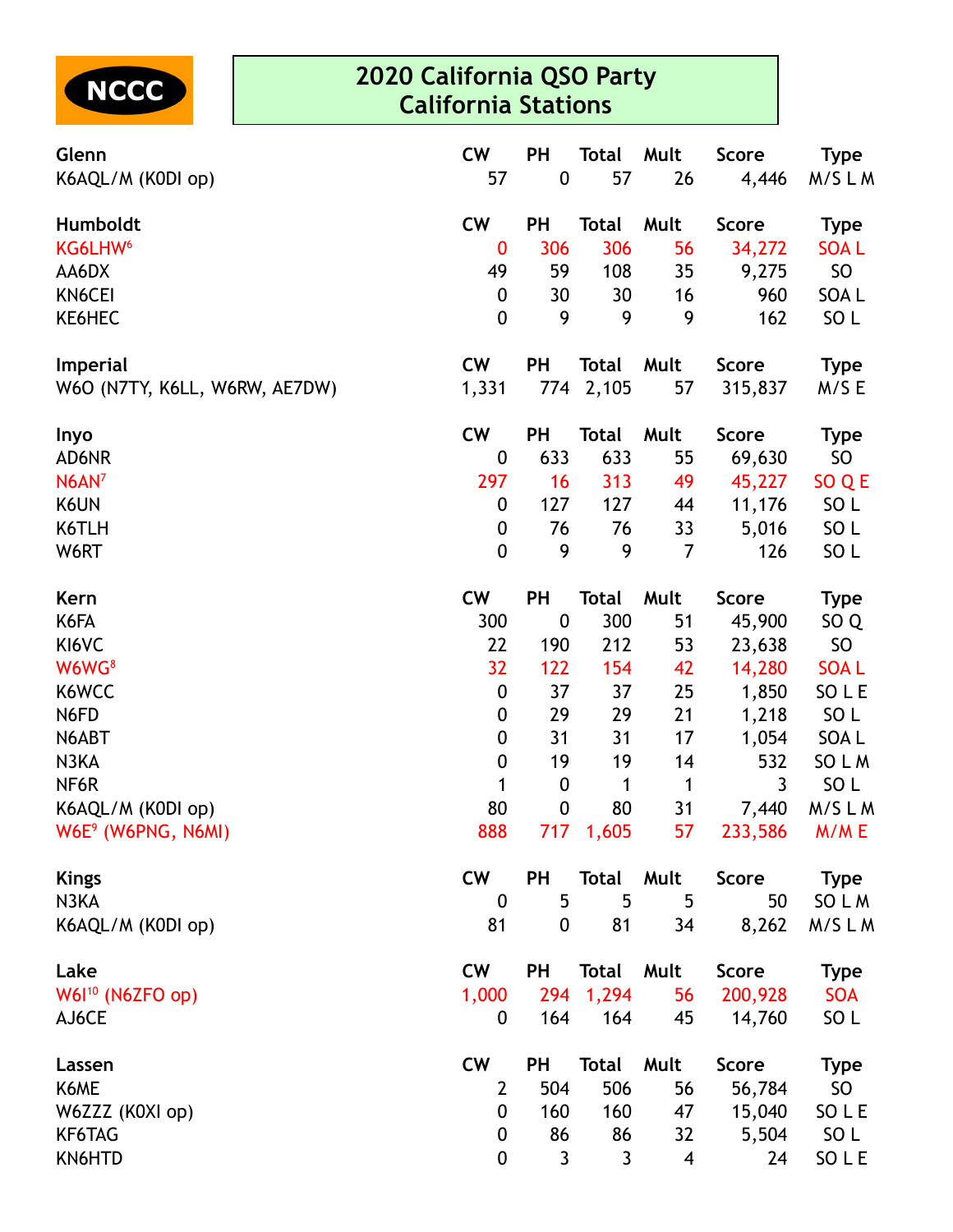NCCC

# 2020 California QSO Party
## California Stations

| Glenn | CW | PH | Total | Mult | Score | Type |
|---|---|---|---|---|---|---|
| K6AQL/M (K0DI op) | 57 | 0 | 57 | 26 | 4,446 | M/S L M |

| Humboldt | CW | PH | Total | Mult | Score | Type |
|---|---|---|---|---|---|---|
| KG6LHW[6] | 0 | 306 | 306 | 56 | 34,272 | SOA L |
| AA6DX | 49 | 59 | 108 | 35 | 9,275 | SO |
| KN6CEI | 0 | 30 | 30 | 16 | 960 | SOA L |
| KE6HEC | 0 | 9 | 9 | 9 | 162 | SO L |

| Imperial | CW | PH | Total | Mult | Score | Type |
|---|---|---|---|---|---|---|
| W6O (N7TY, K6LL, W6RW, AE7DW) | 1,331 | 774 | 2,105 | 57 | 315,837 | M/S E |

| Inyo | CW | PH | Total | Mult | Score | Type |
|---|---|---|---|---|---|---|
| AD6NR | 0 | 633 | 633 | 55 | 69,630 | SO |
| N6AN[7] | 297 | 16 | 313 | 49 | 45,227 | SO Q E |
| K6UN | 0 | 127 | 127 | 44 | 11,176 | SO L |
| K6TLH | 0 | 76 | 76 | 33 | 5,016 | SO L |
| W6RT | 0 | 9 | 9 | 7 | 126 | SO L |

| Kern | CW | PH | Total | Mult | Score | Type |
|---|---|---|---|---|---|---|
| K6FA | 300 | 0 | 300 | 51 | 45,900 | SO Q |
| KI6VC | 22 | 190 | 212 | 53 | 23,638 | SO |
| W6WG[8] | 32 | 122 | 154 | 42 | 14,280 | SOA L |
| K6WCC | 0 | 37 | 37 | 25 | 1,850 | SO L E |
| N6FD | 0 | 29 | 29 | 21 | 1,218 | SO L |
| N6ABT | 0 | 31 | 31 | 17 | 1,054 | SOA L |
| N3KA | 0 | 19 | 19 | 14 | 532 | SO L M |
| NF6R | 1 | 0 | 1 | 1 | 3 | SO L |
| K6AQL/M (K0DI op) | 80 | 0 | 80 | 31 | 7,440 | M/S L M |
| W6E[9] (W6PNG, N6MI) | 888 | 717 | 1,605 | 57 | 233,586 | M/M E |

| Kings | CW | PH | Total | Mult | Score | Type |
|---|---|---|---|---|---|---|
| N3KA | 0 | 5 | 5 | 5 | 50 | SO L M |
| K6AQL/M (K0DI op) | 81 | 0 | 81 | 34 | 8,262 | M/S L M |

| Lake | CW | PH | Total | Mult | Score | Type |
|---|---|---|---|---|---|---|
| W6I[10] (N6ZFO op) | 1,000 | 294 | 1,294 | 56 | 200,928 | SOA |
| AJ6CE | 0 | 164 | 164 | 45 | 14,760 | SO L |

| Lassen | CW | PH | Total | Mult | Score | Type |
|---|---|---|---|---|---|---|
| K6ME | 2 | 504 | 506 | 56 | 56,784 | SO |
| W6ZZZ (K0XI op) | 0 | 160 | 160 | 47 | 15,040 | SO L E |
| KF6TAG | 0 | 86 | 86 | 32 | 5,504 | SO L |
| KN6HTD | 0 | 3 | 3 | 4 | 24 | SO L E |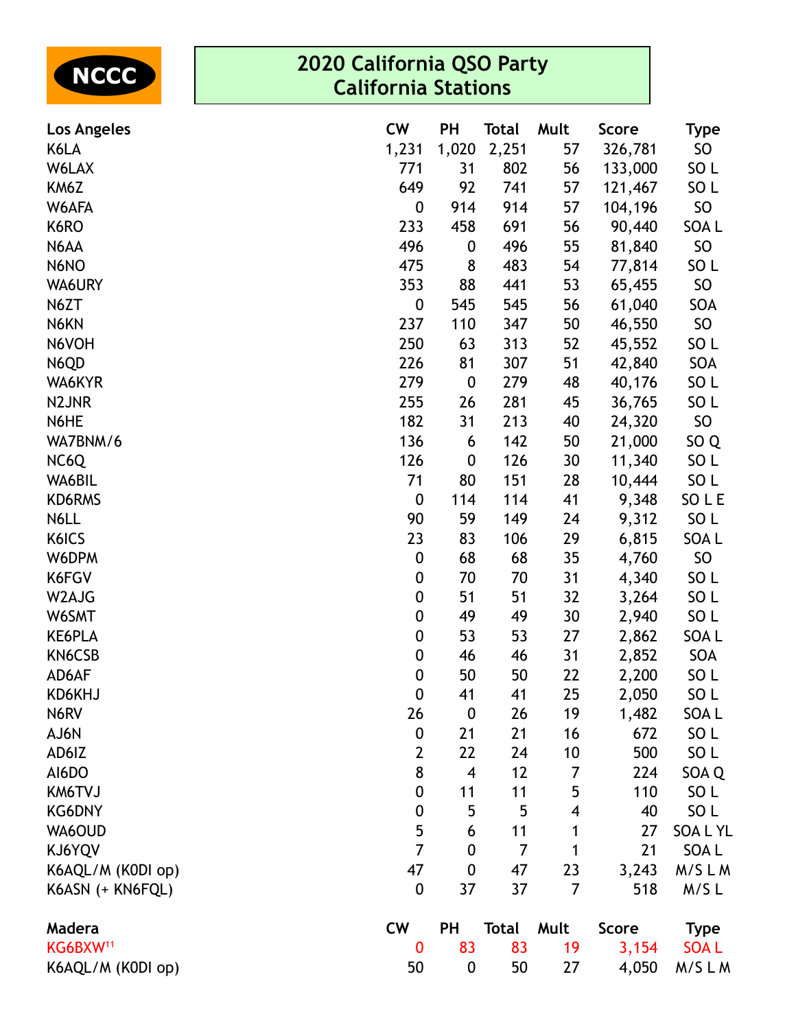NCCC

# 2020 California QSO Party
## California Stations

| Los Angeles | CW | PH | Total | Mult | Score | Type |
|---|---|---|---|---|---|---|
| K6LA | 1,231 | 1,020 | 2,251 | 57 | 326,781 | SO |
| W6LAX | 771 | 31 | 802 | 56 | 133,000 | SO L |
| KM6Z | 649 | 92 | 741 | 57 | 121,467 | SO L |
| W6AFA | 0 | 914 | 914 | 57 | 104,196 | SO |
| K6RO | 233 | 458 | 691 | 56 | 90,440 | SOA L |
| N6AA | 496 | 0 | 496 | 55 | 81,840 | SO |
| N6NO | 475 | 8 | 483 | 54 | 77,814 | SO L |
| WA6URY | 353 | 88 | 441 | 53 | 65,455 | SO |
| N6ZT | 0 | 545 | 545 | 56 | 61,040 | SOA |
| N6KN | 237 | 110 | 347 | 50 | 46,550 | SO |
| N6VOH | 250 | 63 | 313 | 52 | 45,552 | SO L |
| N6QD | 226 | 81 | 307 | 51 | 42,840 | SOA |
| WA6KYR | 279 | 0 | 279 | 48 | 40,176 | SO L |
| N2JNR | 255 | 26 | 281 | 45 | 36,765 | SO L |
| N6HE | 182 | 31 | 213 | 40 | 24,320 | SO |
| WA7BNM/6 | 136 | 6 | 142 | 50 | 21,000 | SO Q |
| NC6Q | 126 | 0 | 126 | 30 | 11,340 | SO L |
| WA6BIL | 71 | 80 | 151 | 28 | 10,444 | SO L |
| KD6RMS | 0 | 114 | 114 | 41 | 9,348 | SO L E |
| N6LL | 90 | 59 | 149 | 24 | 9,312 | SO L |
| K6ICS | 23 | 83 | 106 | 29 | 6,815 | SOA L |
| W6DPM | 0 | 68 | 68 | 35 | 4,760 | SO |
| K6FGV | 0 | 70 | 70 | 31 | 4,340 | SO L |
| W2AJG | 0 | 51 | 51 | 32 | 3,264 | SO L |
| W6SMT | 0 | 49 | 49 | 30 | 2,940 | SO L |
| KE6PLA | 0 | 53 | 53 | 27 | 2,862 | SOA L |
| KN6CSB | 0 | 46 | 46 | 31 | 2,852 | SOA |
| AD6AF | 0 | 50 | 50 | 22 | 2,200 | SO L |
| KD6KHJ | 0 | 41 | 41 | 25 | 2,050 | SO L |
| N6RV | 26 | 0 | 26 | 19 | 1,482 | SOA L |
| AJ6N | 0 | 21 | 21 | 16 | 672 | SO L |
| AD6IZ | 2 | 22 | 24 | 10 | 500 | SO L |
| AI6DO | 8 | 4 | 12 | 7 | 224 | SOA Q |
| KM6TVJ | 0 | 11 | 11 | 5 | 110 | SO L |
| KG6DNY | 0 | 5 | 5 | 4 | 40 | SO L |
| WA6OUD | 5 | 6 | 11 | 1 | 27 | SOA L YL |
| KJ6YQV | 7 | 0 | 7 | 1 | 21 | SOA L |
| K6AQL/M (K0DI op) | 47 | 0 | 47 | 23 | 3,243 | M/S L M |
| K6ASN (+ KN6FQL) | 0 | 37 | 37 | 7 | 518 | M/S L |

| Madera | CW | PH | Total | Mult | Score | Type |
|---|---|---|---|---|---|---|
| KG6BXW[11] | 0 | 83 | 83 | 19 | 3,154 | SOA L |
| K6AQL/M (K0DI op) | 50 | 0 | 50 | 27 | 4,050 | M/S L M |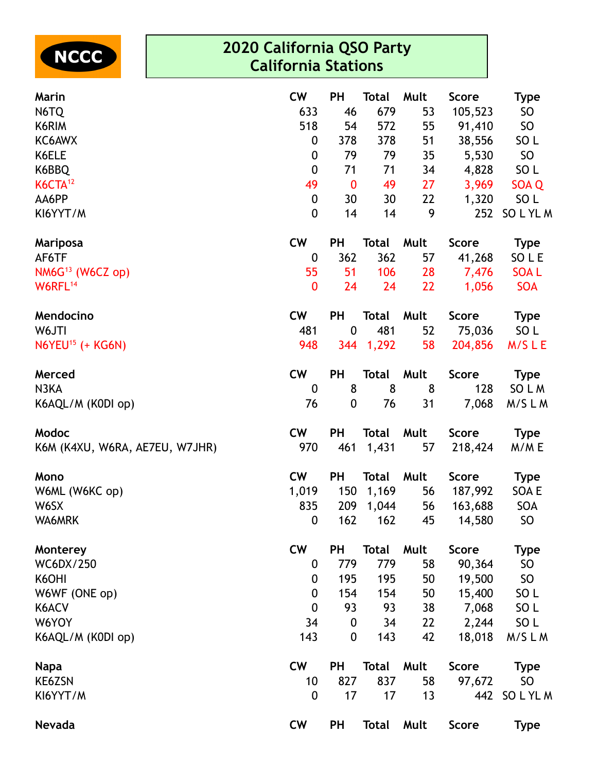NCCC

# 2020 California QSO Party
## California Stations

| Marin | CW | PH | Total | Mult | Score | Type |
|---|---|---|---|---|---|---|
| N6TQ | 633 | 46 | 679 | 53 | 105,523 | SO |
| K6RIM | 518 | 54 | 572 | 55 | 91,410 | SO |
| KC6AWX | 0 | 378 | 378 | 51 | 38,556 | SO L |
| K6ELE | 0 | 79 | 79 | 35 | 5,530 | SO |
| K6BBQ | 0 | 71 | 71 | 34 | 4,828 | SO L |
| K6CTA[12] | 49 | 0 | 49 | 27 | 3,969 | SOA Q |
| AA6PP | 0 | 30 | 30 | 22 | 1,320 | SO L |
| KI6YYT/M | 0 | 14 | 14 | 9 | 252 | SO L YL M |

| Mariposa | CW | PH | Total | Mult | Score | Type |
|---|---|---|---|---|---|---|
| AF6TF | 0 | 362 | 362 | 57 | 41,268 | SO L E |
| NM6G[13] (W6CZ op) | 55 | 51 | 106 | 28 | 7,476 | SOA L |
| W6RFL[14] | 0 | 24 | 24 | 22 | 1,056 | SOA |

| Mendocino | CW | PH | Total | Mult | Score | Type |
|---|---|---|---|---|---|---|
| W6JTI | 481 | 0 | 481 | 52 | 75,036 | SO L |
| N6YEU[15] (+ KG6N) | 948 | 344 | 1,292 | 58 | 204,856 | M/S L E |

| Merced | CW | PH | Total | Mult | Score | Type |
|---|---|---|---|---|---|---|
| N3KA | 0 | 8 | 8 | 8 | 128 | SO L M |
| K6AQL/M (K0DI op) | 76 | 0 | 76 | 31 | 7,068 | M/S L M |

| Modoc | CW | PH | Total | Mult | Score | Type |
|---|---|---|---|---|---|---|
| K6M (K4XU, W6RA, AE7EU, W7JHR) | 970 | 461 | 1,431 | 57 | 218,424 | M/M E |

| Mono | CW | PH | Total | Mult | Score | Type |
|---|---|---|---|---|---|---|
| W6ML (W6KC op) | 1,019 | 150 | 1,169 | 56 | 187,992 | SOA E |
| W6SX | 835 | 209 | 1,044 | 56 | 163,688 | SOA |
| WA6MRK | 0 | 162 | 162 | 45 | 14,580 | SO |

| Monterey | CW | PH | Total | Mult | Score | Type |
|---|---|---|---|---|---|---|
| WC6DX/250 | 0 | 779 | 779 | 58 | 90,364 | SO |
| K6OHI | 0 | 195 | 195 | 50 | 19,500 | SO |
| W6WF (ONE op) | 0 | 154 | 154 | 50 | 15,400 | SO L |
| K6ACV | 0 | 93 | 93 | 38 | 7,068 | SO L |
| W6YOY | 34 | 0 | 34 | 22 | 2,244 | SO L |
| K6AQL/M (K0DI op) | 143 | 0 | 143 | 42 | 18,018 | M/S L M |

| Napa | CW | PH | Total | Mult | Score | Type |
|---|---|---|---|---|---|---|
| KE6ZSN | 10 | 827 | 837 | 58 | 97,672 | SO |
| KI6YYT/M | 0 | 17 | 17 | 13 | 442 | SO L YL M |

| Nevada | CW | PH | Total | Mult | Score | Type |
|---|---|---|---|---|---|---|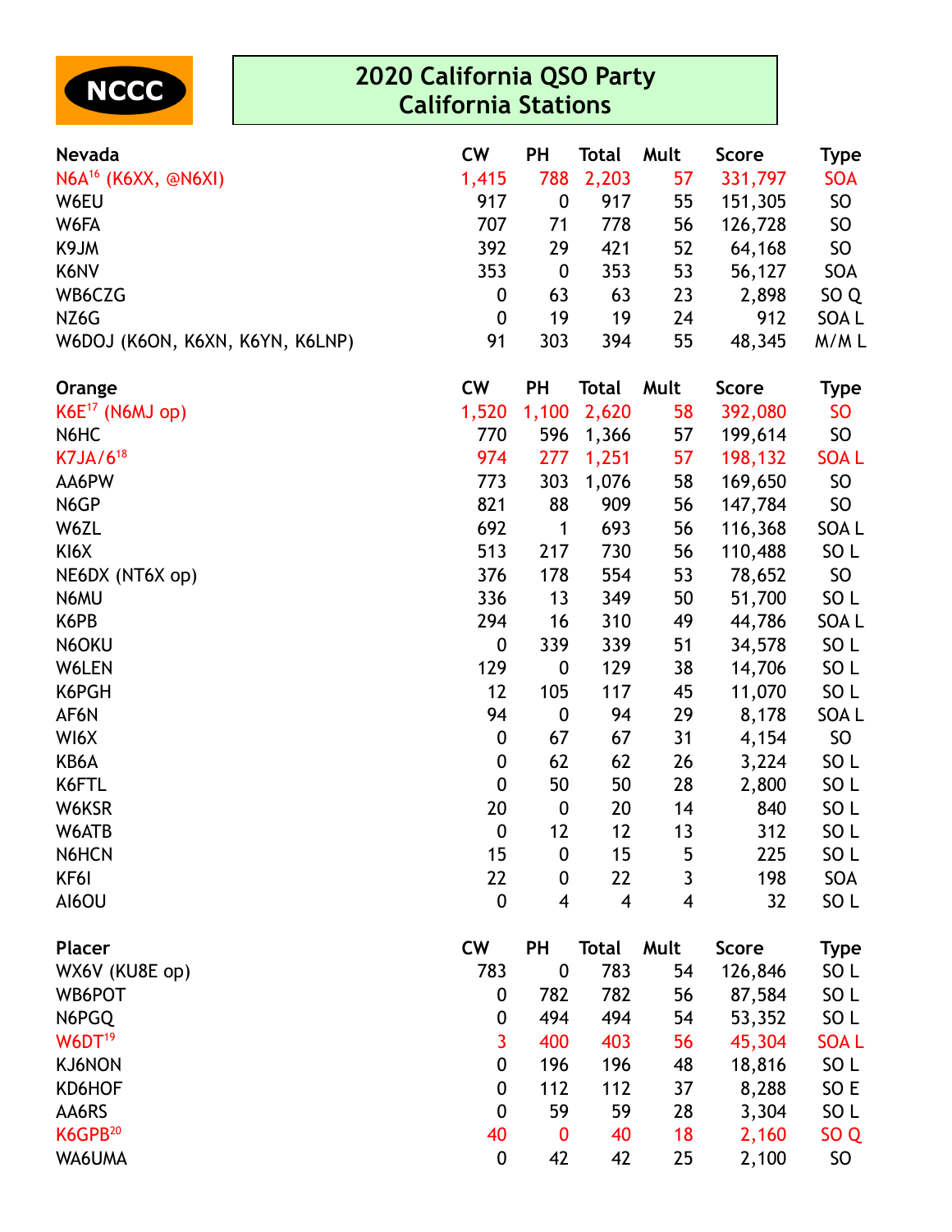NCCC

# 2020 California QSO Party
## California Stations

| Nevada | CW | PH | Total | Mult | Score | Type |
|---|---|---|---|---|---|---|
| N6A[16] (K6XX, @N6XI) | 1,415 | 788 | 2,203 | 57 | 331,797 | SOA |
| W6EU | 917 | 0 | 917 | 55 | 151,305 | SO |
| W6FA | 707 | 71 | 778 | 56 | 126,728 | SO |
| K9JM | 392 | 29 | 421 | 52 | 64,168 | SO |
| K6NV | 353 | 0 | 353 | 53 | 56,127 | SOA |
| WB6CZG | 0 | 63 | 63 | 23 | 2,898 | SO Q |
| NZ6G | 0 | 19 | 19 | 24 | 912 | SOA L |
| W6DOJ (K6ON, K6XN, K6YN, K6LNP) | 91 | 303 | 394 | 55 | 48,345 | M/M L |

| Orange | CW | PH | Total | Mult | Score | Type |
|---|---|---|---|---|---|---|
| K6E[17] (N6MJ op) | 1,520 | 1,100 | 2,620 | 58 | 392,080 | SO |
| N6HC | 770 | 596 | 1,366 | 57 | 199,614 | SO |
| K7JA/6[18] | 974 | 277 | 1,251 | 57 | 198,132 | SOA L |
| AA6PW | 773 | 303 | 1,076 | 58 | 169,650 | SO |
| N6GP | 821 | 88 | 909 | 56 | 147,784 | SO |
| W6ZL | 692 | 1 | 693 | 56 | 116,368 | SOA L |
| KI6X | 513 | 217 | 730 | 56 | 110,488 | SO L |
| NE6DX (NT6X op) | 376 | 178 | 554 | 53 | 78,652 | SO |
| N6MU | 336 | 13 | 349 | 50 | 51,700 | SO L |
| K6PB | 294 | 16 | 310 | 49 | 44,786 | SOA L |
| N6OKU | 0 | 339 | 339 | 51 | 34,578 | SO L |
| W6LEN | 129 | 0 | 129 | 38 | 14,706 | SO L |
| K6PGH | 12 | 105 | 117 | 45 | 11,070 | SO L |
| AF6N | 94 | 0 | 94 | 29 | 8,178 | SOA L |
| WI6X | 0 | 67 | 67 | 31 | 4,154 | SO |
| KB6A | 0 | 62 | 62 | 26 | 3,224 | SO L |
| K6FTL | 0 | 50 | 50 | 28 | 2,800 | SO L |
| W6KSR | 20 | 0 | 20 | 14 | 840 | SO L |
| W6ATB | 0 | 12 | 12 | 13 | 312 | SO L |
| N6HCN | 15 | 0 | 15 | 5 | 225 | SO L |
| KF6I | 22 | 0 | 22 | 3 | 198 | SOA |
| AI6OU | 0 | 4 | 4 | 4 | 32 | SO L |

| Placer | CW | PH | Total | Mult | Score | Type |
|---|---|---|---|---|---|---|
| WX6V (KU8E op) | 783 | 0 | 783 | 54 | 126,846 | SO L |
| WB6POT | 0 | 782 | 782 | 56 | 87,584 | SO L |
| N6PGQ | 0 | 494 | 494 | 54 | 53,352 | SO L |
| W6DT[19] | 3 | 400 | 403 | 56 | 45,304 | SOA L |
| KJ6NON | 0 | 196 | 196 | 48 | 18,816 | SO L |
| KD6HOF | 0 | 112 | 112 | 37 | 8,288 | SO E |
| AA6RS | 0 | 59 | 59 | 28 | 3,304 | SO L |
| K6GPB[20] | 40 | 0 | 40 | 18 | 2,160 | SO Q |
| WA6UMA | 0 | 42 | 42 | 25 | 2,100 | SO |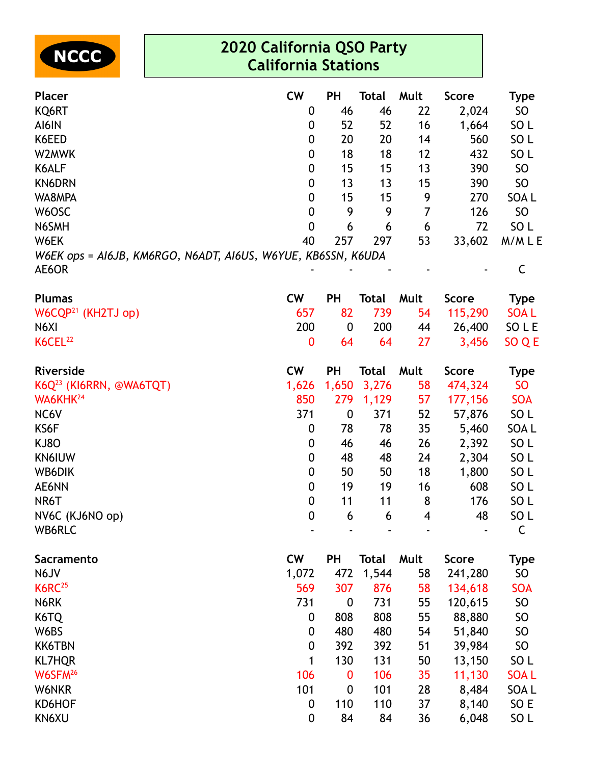NCCC

# 2020 California QSO Party
## California Stations

| Placer | CW | PH | Total | Mult | Score | Type |
|---|---|---|---|---|---|---|
| KQ6RT | 0 | 46 | 46 | 22 | 2,024 | SO |
| AI6IN | 0 | 52 | 52 | 16 | 1,664 | SO L |
| K6EED | 0 | 20 | 20 | 14 | 560 | SO L |
| W2MWK | 0 | 18 | 18 | 12 | 432 | SO L |
| K6ALF | 0 | 15 | 15 | 13 | 390 | SO |
| KN6DRN | 0 | 13 | 13 | 15 | 390 | SO |
| WA8MPA | 0 | 15 | 15 | 9 | 270 | SOA L |
| W6OSC | 0 | 9 | 9 | 7 | 126 | SO |
| N6SMH | 0 | 6 | 6 | 6 | 72 | SO L |
| W6EK | 40 | 257 | 297 | 53 | 33,602 | M/M L E |
| *W6EK ops = AI6JB, KM6RGO, N6ADT, AI6US, W6YUE, KB6SSN, K6UDA* | | | | | | |
| AE6OR | - | - | - | - | - | C |

| Plumas | CW | PH | Total | Mult | Score | Type |
|---|---|---|---|---|---|---|
| W6CQP[21] (KH2TJ op) | 657 | 82 | 739 | 54 | 115,290 | SOA L |
| N6XI | 200 | 0 | 200 | 44 | 26,400 | SO L E |
| K6CEL[22] | 0 | 64 | 64 | 27 | 3,456 | SO Q E |

| Riverside | CW | PH | Total | Mult | Score | Type |
|---|---|---|---|---|---|---|
| K6Q[23] (KI6RRN, @WA6TQT) | 1,626 | 1,650 | 3,276 | 58 | 474,324 | SO |
| WA6KHK[24] | 850 | 279 | 1,129 | 57 | 177,156 | SOA |
| NC6V | 371 | 0 | 371 | 52 | 57,876 | SO L |
| KS6F | 0 | 78 | 78 | 35 | 5,460 | SOA L |
| KJ8O | 0 | 46 | 46 | 26 | 2,392 | SO L |
| KN6IUW | 0 | 48 | 48 | 24 | 2,304 | SO L |
| WB6DIK | 0 | 50 | 50 | 18 | 1,800 | SO L |
| AE6NN | 0 | 19 | 19 | 16 | 608 | SO L |
| NR6T | 0 | 11 | 11 | 8 | 176 | SO L |
| NV6C (KJ6NO op) | 0 | 6 | 6 | 4 | 48 | SO L |
| WB6RLC | - | - | - | - | - | C |

| Sacramento | CW | PH | Total | Mult | Score | Type |
|---|---|---|---|---|---|---|
| N6JV | 1,072 | 472 | 1,544 | 58 | 241,280 | SO |
| K6RC[25] | 569 | 307 | 876 | 58 | 134,618 | SOA |
| N6RK | 731 | 0 | 731 | 55 | 120,615 | SO |
| K6TQ | 0 | 808 | 808 | 55 | 88,880 | SO |
| W6BS | 0 | 480 | 480 | 54 | 51,840 | SO |
| KK6TBN | 0 | 392 | 392 | 51 | 39,984 | SO |
| KL7HQR | 1 | 130 | 131 | 50 | 13,150 | SO L |
| W6SFM[26] | 106 | 0 | 106 | 35 | 11,130 | SOA L |
| W6NKR | 101 | 0 | 101 | 28 | 8,484 | SOA L |
| KD6HOF | 0 | 110 | 110 | 37 | 8,140 | SO E |
| KN6XU | 0 | 84 | 84 | 36 | 6,048 | SO L |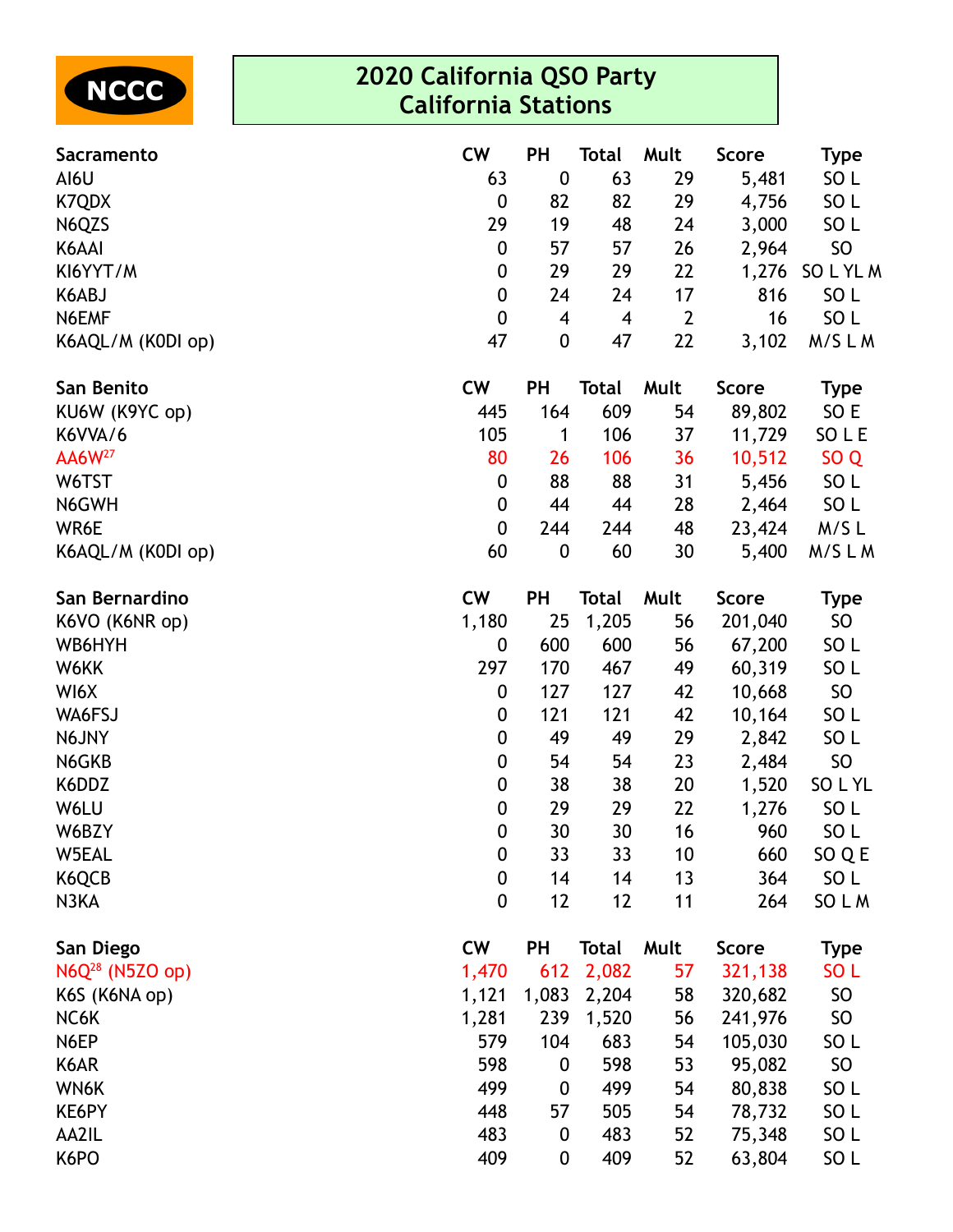NCCC

# 2020 California QSO Party
# California Stations

| Sacramento | CW | PH | Total | Mult | Score | Type |
|---|---|---|---|---|---|---|
| AI6U | 63 | 0 | 63 | 29 | 5,481 | SO L |
| K7QDX | 0 | 82 | 82 | 29 | 4,756 | SO L |
| N6QZS | 29 | 19 | 48 | 24 | 3,000 | SO L |
| K6AAI | 0 | 57 | 57 | 26 | 2,964 | SO |
| KI6YYT/M | 0 | 29 | 29 | 22 | 1,276 | SO L YL M |
| K6ABJ | 0 | 24 | 24 | 17 | 816 | SO L |
| N6EMF | 0 | 4 | 4 | 2 | 16 | SO L |
| K6AQL/M (K0DI op) | 47 | 0 | 47 | 22 | 3,102 | M/S L M |

| San Benito | CW | PH | Total | Mult | Score | Type |
|---|---|---|---|---|---|---|
| KU6W (K9YC op) | 445 | 164 | 609 | 54 | 89,802 | SO E |
| K6VVA/6 | 105 | 1 | 106 | 37 | 11,729 | SO L E |
| AA6W[27] | 80 | 26 | 106 | 36 | 10,512 | SO Q |
| W6TST | 0 | 88 | 88 | 31 | 5,456 | SO L |
| N6GWH | 0 | 44 | 44 | 28 | 2,464 | SO L |
| WR6E | 0 | 244 | 244 | 48 | 23,424 | M/S L |
| K6AQL/M (K0DI op) | 60 | 0 | 60 | 30 | 5,400 | M/S L M |

| San Bernardino | CW | PH | Total | Mult | Score | Type |
|---|---|---|---|---|---|---|
| K6VO (K6NR op) | 1,180 | 25 | 1,205 | 56 | 201,040 | SO |
| WB6HYH | 0 | 600 | 600 | 56 | 67,200 | SO L |
| W6KK | 297 | 170 | 467 | 49 | 60,319 | SO L |
| WI6X | 0 | 127 | 127 | 42 | 10,668 | SO |
| WA6FSJ | 0 | 121 | 121 | 42 | 10,164 | SO L |
| N6JNY | 0 | 49 | 49 | 29 | 2,842 | SO L |
| N6GKB | 0 | 54 | 54 | 23 | 2,484 | SO |
| K6DDZ | 0 | 38 | 38 | 20 | 1,520 | SO L YL |
| W6LU | 0 | 29 | 29 | 22 | 1,276 | SO L |
| W6BZY | 0 | 30 | 30 | 16 | 960 | SO L |
| W5EAL | 0 | 33 | 33 | 10 | 660 | SO Q E |
| K6QCB | 0 | 14 | 14 | 13 | 364 | SO L |
| N3KA | 0 | 12 | 12 | 11 | 264 | SO L M |

| San Diego | CW | PH | Total | Mult | Score | Type |
|---|---|---|---|---|---|---|
| N6Q[28] (N5ZO op) | 1,470 | 612 | 2,082 | 57 | 321,138 | SO L |
| K6S (K6NA op) | 1,121 | 1,083 | 2,204 | 58 | 320,682 | SO |
| NC6K | 1,281 | 239 | 1,520 | 56 | 241,976 | SO |
| N6EP | 579 | 104 | 683 | 54 | 105,030 | SO L |
| K6AR | 598 | 0 | 598 | 53 | 95,082 | SO |
| WN6K | 499 | 0 | 499 | 54 | 80,838 | SO L |
| KE6PY | 448 | 57 | 505 | 54 | 78,732 | SO L |
| AA2IL | 483 | 0 | 483 | 52 | 75,348 | SO L |
| K6PO | 409 | 0 | 409 | 52 | 63,804 | SO L |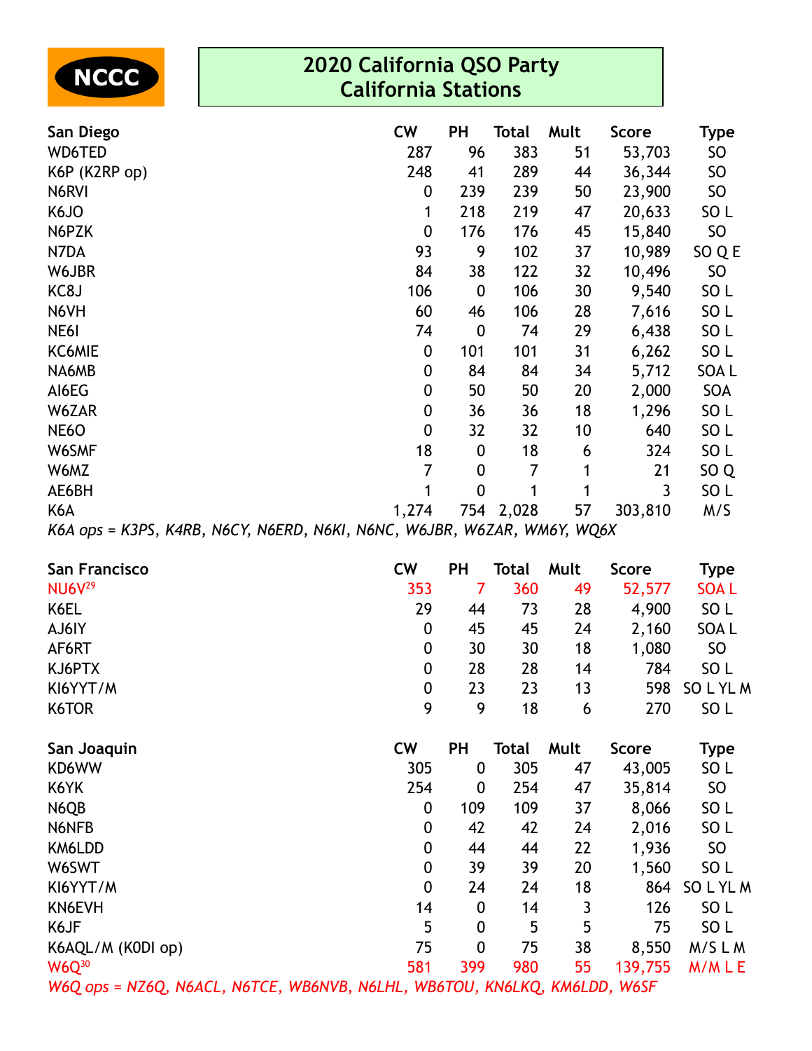NCCC

# 2020 California QSO Party
## California Stations

| San Diego | CW | PH | Total | Mult | Score | Type |
|---|---|---|---|---|---|---|
| WD6TED | 287 | 96 | 383 | 51 | 53,703 | SO |
| K6P (K2RP op) | 248 | 41 | 289 | 44 | 36,344 | SO |
| N6RVI | 0 | 239 | 239 | 50 | 23,900 | SO |
| K6JO | 1 | 218 | 219 | 47 | 20,633 | SO L |
| N6PZK | 0 | 176 | 176 | 45 | 15,840 | SO |
| N7DA | 93 | 9 | 102 | 37 | 10,989 | SO Q E |
| W6JBR | 84 | 38 | 122 | 32 | 10,496 | SO |
| KC8J | 106 | 0 | 106 | 30 | 9,540 | SO L |
| N6VH | 60 | 46 | 106 | 28 | 7,616 | SO L |
| NE6I | 74 | 0 | 74 | 29 | 6,438 | SO L |
| KC6MIE | 0 | 101 | 101 | 31 | 6,262 | SO L |
| NA6MB | 0 | 84 | 84 | 34 | 5,712 | SOA L |
| AI6EG | 0 | 50 | 50 | 20 | 2,000 | SOA |
| W6ZAR | 0 | 36 | 36 | 18 | 1,296 | SO L |
| NE6O | 0 | 32 | 32 | 10 | 640 | SO L |
| W6SMF | 18 | 0 | 18 | 6 | 324 | SO L |
| W6MZ | 7 | 0 | 7 | 1 | 21 | SO Q |
| AE6BH | 1 | 0 | 1 | 1 | 3 | SO L |
| K6A | 1,274 | 754 | 2,028 | 57 | 303,810 | M/S |

*K6A ops = K3PS, K4RB, N6CY, N6ERD, N6KI, N6NC, W6JBR, W6ZAR, WM6Y, WQ6X*

| San Francisco | CW | PH | Total | Mult | Score | Type |
|---|---|---|---|---|---|---|
| NU6V[29] | 353 | 7 | 360 | 49 | 52,577 | SOA L |
| K6EL | 29 | 44 | 73 | 28 | 4,900 | SO L |
| AJ6IY | 0 | 45 | 45 | 24 | 2,160 | SOA L |
| AF6RT | 0 | 30 | 30 | 18 | 1,080 | SO |
| KJ6PTX | 0 | 28 | 28 | 14 | 784 | SO L |
| KI6YYT/M | 0 | 23 | 23 | 13 | 598 | SO L YL M |
| K6TOR | 9 | 9 | 18 | 6 | 270 | SO L |

| San Joaquin | CW | PH | Total | Mult | Score | Type |
|---|---|---|---|---|---|---|
| KD6WW | 305 | 0 | 305 | 47 | 43,005 | SO L |
| K6YK | 254 | 0 | 254 | 47 | 35,814 | SO |
| N6QB | 0 | 109 | 109 | 37 | 8,066 | SO L |
| N6NFB | 0 | 42 | 42 | 24 | 2,016 | SO L |
| KM6LDD | 0 | 44 | 44 | 22 | 1,936 | SO |
| W6SWT | 0 | 39 | 39 | 20 | 1,560 | SO L |
| KI6YYT/M | 0 | 24 | 24 | 18 | 864 | SO L YL M |
| KN6EVH | 14 | 0 | 14 | 3 | 126 | SO L |
| K6JF | 5 | 0 | 5 | 5 | 75 | SO L |
| K6AQL/M (K0DI op) | 75 | 0 | 75 | 38 | 8,550 | M/S L M |
| W6Q[30] | 581 | 399 | 980 | 55 | 139,755 | M/M L E |

*W6Q ops = NZ6Q, N6ACL, N6TCE, WB6NVB, N6LHL, WB6TOU, KN6LKQ, KM6LDD, W6SF*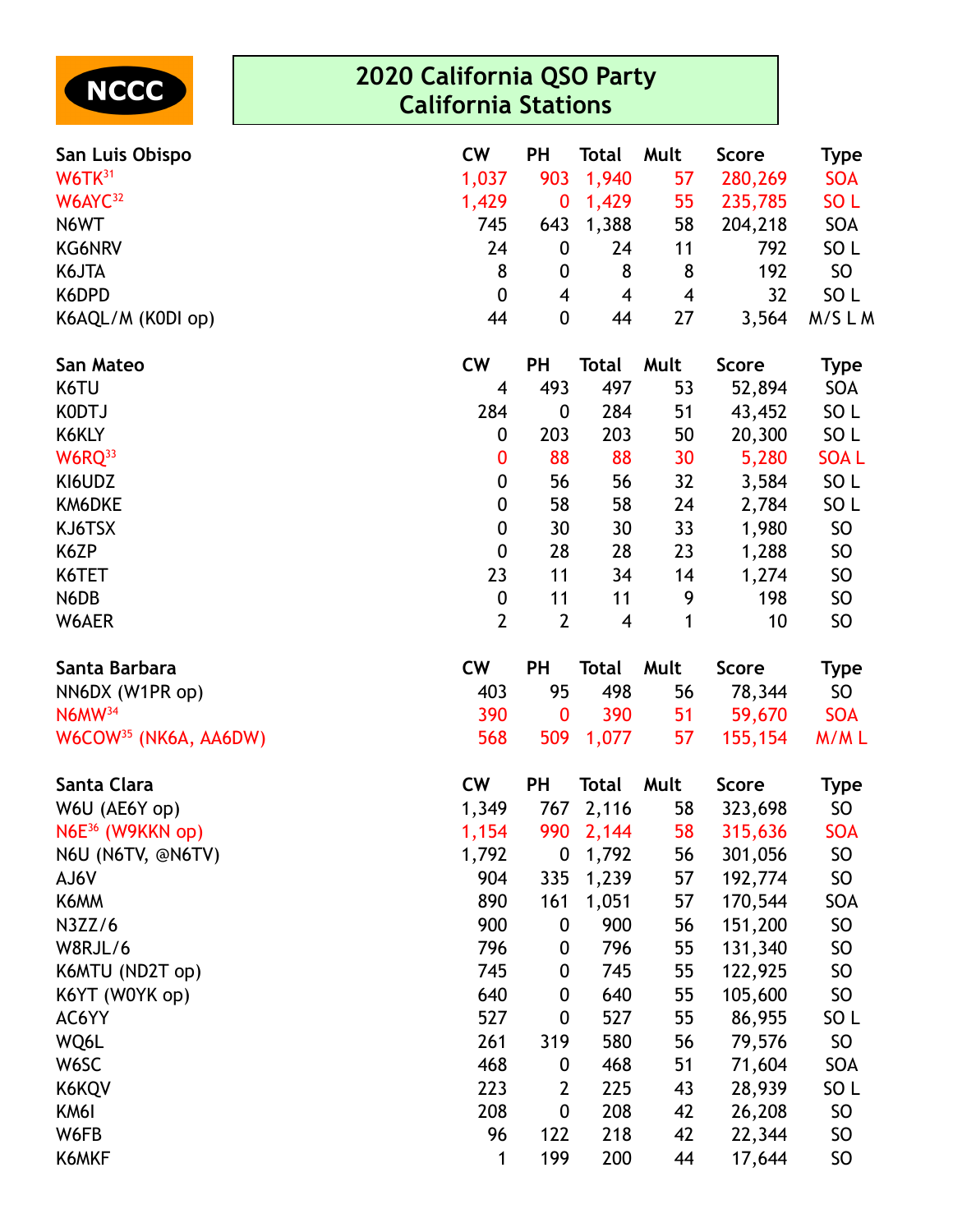NCCC

# 2020 California QSO Party
## California Stations

| San Luis Obispo | CW | PH | Total | Mult | Score | Type |
|---|---|---|---|---|---|---|
| W6TK[31] | 1,037 | 903 | 1,940 | 57 | 280,269 | SOA |
| W6AYC[32] | 1,429 | 0 | 1,429 | 55 | 235,785 | SO L |
| N6WT | 745 | 643 | 1,388 | 58 | 204,218 | SOA |
| KG6NRV | 24 | 0 | 24 | 11 | 792 | SO L |
| K6JTA | 8 | 0 | 8 | 8 | 192 | SO |
| K6DPD | 0 | 4 | 4 | 4 | 32 | SO L |
| K6AQL/M (K0DI op) | 44 | 0 | 44 | 27 | 3,564 | M/S L M |

| San Mateo | CW | PH | Total | Mult | Score | Type |
|---|---|---|---|---|---|---|
| K6TU | 4 | 493 | 497 | 53 | 52,894 | SOA |
| K0DTJ | 284 | 0 | 284 | 51 | 43,452 | SO L |
| K6KLY | 0 | 203 | 203 | 50 | 20,300 | SO L |
| W6RQ[33] | 0 | 88 | 88 | 30 | 5,280 | SOA L |
| KI6UDZ | 0 | 56 | 56 | 32 | 3,584 | SO L |
| KM6DKE | 0 | 58 | 58 | 24 | 2,784 | SO L |
| KJ6TSX | 0 | 30 | 30 | 33 | 1,980 | SO |
| K6ZP | 0 | 28 | 28 | 23 | 1,288 | SO |
| K6TET | 23 | 11 | 34 | 14 | 1,274 | SO |
| N6DB | 0 | 11 | 11 | 9 | 198 | SO |
| W6AER | 2 | 2 | 4 | 1 | 10 | SO |

| Santa Barbara | CW | PH | Total | Mult | Score | Type |
|---|---|---|---|---|---|---|
| NN6DX (W1PR op) | 403 | 95 | 498 | 56 | 78,344 | SO |
| N6MW[34] | 390 | 0 | 390 | 51 | 59,670 | SOA |
| W6COW[35] (NK6A, AA6DW) | 568 | 509 | 1,077 | 57 | 155,154 | M/M L |

| Santa Clara | CW | PH | Total | Mult | Score | Type |
|---|---|---|---|---|---|---|
| W6U (AE6Y op) | 1,349 | 767 | 2,116 | 58 | 323,698 | SO |
| N6E[36] (W9KKN op) | 1,154 | 990 | 2,144 | 58 | 315,636 | SOA |
| N6U (N6TV, @N6TV) | 1,792 | 0 | 1,792 | 56 | 301,056 | SO |
| AJ6V | 904 | 335 | 1,239 | 57 | 192,774 | SO |
| K6MM | 890 | 161 | 1,051 | 57 | 170,544 | SOA |
| N3ZZ/6 | 900 | 0 | 900 | 56 | 151,200 | SO |
| W8RJL/6 | 796 | 0 | 796 | 55 | 131,340 | SO |
| K6MTU (ND2T op) | 745 | 0 | 745 | 55 | 122,925 | SO |
| K6YT (W0YK op) | 640 | 0 | 640 | 55 | 105,600 | SO |
| AC6YY | 527 | 0 | 527 | 55 | 86,955 | SO L |
| WQ6L | 261 | 319 | 580 | 56 | 79,576 | SO |
| W6SC | 468 | 0 | 468 | 51 | 71,604 | SOA |
| K6KQV | 223 | 2 | 225 | 43 | 28,939 | SO L |
| KM6I | 208 | 0 | 208 | 42 | 26,208 | SO |
| W6FB | 96 | 122 | 218 | 42 | 22,344 | SO |
| K6MKF | 1 | 199 | 200 | 44 | 17,644 | SO |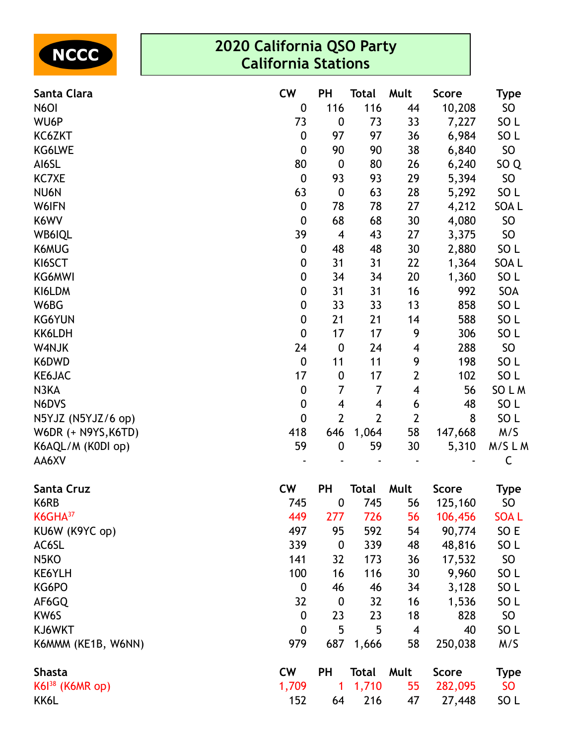NCCC

# 2020 California QSO Party
## California Stations

| Santa Clara | CW | PH | Total | Mult | Score | Type |
|---|---|---|---|---|---|---|
| N6OI | 0 | 116 | 116 | 44 | 10,208 | SO |
| WU6P | 73 | 0 | 73 | 33 | 7,227 | SO L |
| KC6ZKT | 0 | 97 | 97 | 36 | 6,984 | SO L |
| KG6LWE | 0 | 90 | 90 | 38 | 6,840 | SO |
| AI6SL | 80 | 0 | 80 | 26 | 6,240 | SO Q |
| KC7XE | 0 | 93 | 93 | 29 | 5,394 | SO |
| NU6N | 63 | 0 | 63 | 28 | 5,292 | SO L |
| W6IFN | 0 | 78 | 78 | 27 | 4,212 | SOA L |
| K6WV | 0 | 68 | 68 | 30 | 4,080 | SO |
| WB6IQL | 39 | 4 | 43 | 27 | 3,375 | SO |
| K6MUG | 0 | 48 | 48 | 30 | 2,880 | SO L |
| KI6SCT | 0 | 31 | 31 | 22 | 1,364 | SOA L |
| KG6MWI | 0 | 34 | 34 | 20 | 1,360 | SO L |
| KI6LDM | 0 | 31 | 31 | 16 | 992 | SOA |
| W6BG | 0 | 33 | 33 | 13 | 858 | SO L |
| KG6YUN | 0 | 21 | 21 | 14 | 588 | SO L |
| KK6LDH | 0 | 17 | 17 | 9 | 306 | SO L |
| W4NJK | 24 | 0 | 24 | 4 | 288 | SO |
| K6DWD | 0 | 11 | 11 | 9 | 198 | SO L |
| KE6JAC | 17 | 0 | 17 | 2 | 102 | SO L |
| N3KA | 0 | 7 | 7 | 4 | 56 | SO L M |
| N6DVS | 0 | 4 | 4 | 6 | 48 | SO L |
| N5YJZ (N5YJZ/6 op) | 0 | 2 | 2 | 2 | 8 | SO L |
| W6DR (+ N9YS,K6TD) | 418 | 646 | 1,064 | 58 | 147,668 | M/S |
| K6AQL/M (K0DI op) | 59 | 0 | 59 | 30 | 5,310 | M/S L M |
| AA6XV | - | - | - | - | - | C |

| Santa Cruz | CW | PH | Total | Mult | Score | Type |
|---|---|---|---|---|---|---|
| K6RB | 745 | 0 | 745 | 56 | 125,160 | SO |
| K6GHA[37] | 449 | 277 | 726 | 56 | 106,456 | SOA L |
| KU6W (K9YC op) | 497 | 95 | 592 | 54 | 90,774 | SO E |
| AC6SL | 339 | 0 | 339 | 48 | 48,816 | SO L |
| N5KO | 141 | 32 | 173 | 36 | 17,532 | SO |
| KE6YLH | 100 | 16 | 116 | 30 | 9,960 | SO L |
| KG6PO | 0 | 46 | 46 | 34 | 3,128 | SO L |
| AF6GQ | 32 | 0 | 32 | 16 | 1,536 | SO L |
| KW6S | 0 | 23 | 23 | 18 | 828 | SO |
| KJ6WKT | 0 | 5 | 5 | 4 | 40 | SO L |
| K6MMM (KE1B, W6NN) | 979 | 687 | 1,666 | 58 | 250,038 | M/S |

| Shasta | CW | PH | Total | Mult | Score | Type |
|---|---|---|---|---|---|---|
| K6I[38] (K6MR op) | 1,709 | 1 | 1,710 | 55 | 282,095 | SO |
| KK6L | 152 | 64 | 216 | 47 | 27,448 | SO L |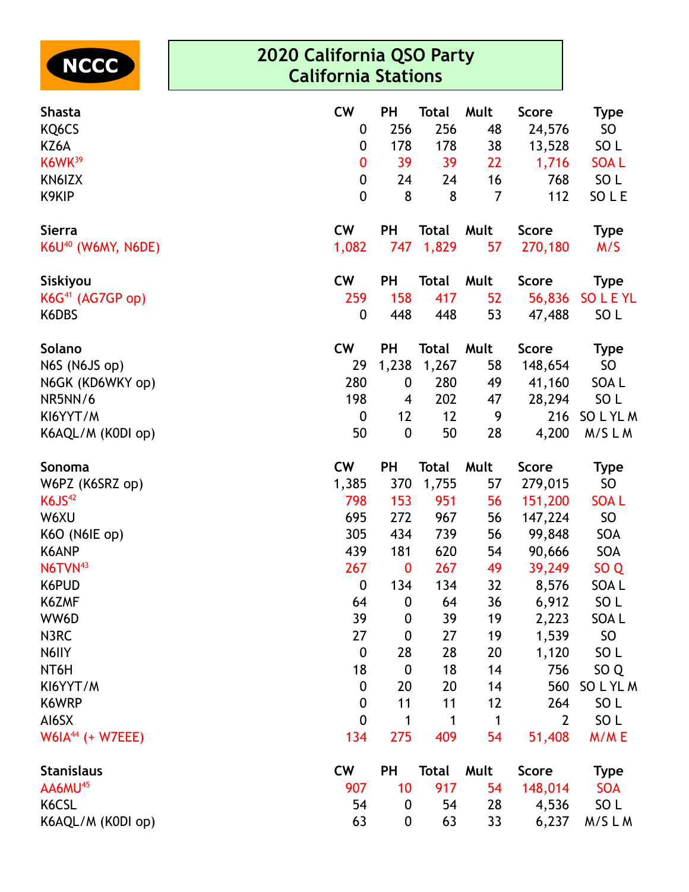NCCC

## 2020 California QSO Party
## California Stations

| Shasta | CW | PH | Total | Mult | Score | Type |
|---|---|---|---|---|---|---|
| KQ6CS | 0 | 256 | 256 | 48 | 24,576 | SO |
| KZ6A | 0 | 178 | 178 | 38 | 13,528 | SO L |
| K6WK[39] | 0 | 39 | 39 | 22 | 1,716 | SOA L |
| KN6IZX | 0 | 24 | 24 | 16 | 768 | SO L |
| K9KIP | 0 | 8 | 8 | 7 | 112 | SO L E |

| Sierra | CW | PH | Total | Mult | Score | Type |
|---|---|---|---|---|---|---|
| K6U[40] (W6MY, N6DE) | 1,082 | 747 | 1,829 | 57 | 270,180 | M/S |

| Siskiyou | CW | PH | Total | Mult | Score | Type |
|---|---|---|---|---|---|---|
| K6G[41] (AG7GP op) | 259 | 158 | 417 | 52 | 56,836 | SO L E YL |
| K6DBS | 0 | 448 | 448 | 53 | 47,488 | SO L |

| Solano | CW | PH | Total | Mult | Score | Type |
|---|---|---|---|---|---|---|
| N6S (N6JS op) | 29 | 1,238 | 1,267 | 58 | 148,654 | SO |
| N6GK (KD6WKY op) | 280 | 0 | 280 | 49 | 41,160 | SOA L |
| NR5NN/6 | 198 | 4 | 202 | 47 | 28,294 | SO L |
| KI6YYT/M | 0 | 12 | 12 | 9 | 216 | SO L YL M |
| K6AQL/M (K0DI op) | 50 | 0 | 50 | 28 | 4,200 | M/S L M |

| Sonoma | CW | PH | Total | Mult | Score | Type |
|---|---|---|---|---|---|---|
| W6PZ (K6SRZ op) | 1,385 | 370 | 1,755 | 57 | 279,015 | SO |
| K6JS[42] | 798 | 153 | 951 | 56 | 151,200 | SOA L |
| W6XU | 695 | 272 | 967 | 56 | 147,224 | SO |
| K6O (N6IE op) | 305 | 434 | 739 | 56 | 99,848 | SOA |
| K6ANP | 439 | 181 | 620 | 54 | 90,666 | SOA |
| N6TVN[43] | 267 | 0 | 267 | 49 | 39,249 | SO Q |
| K6PUD | 0 | 134 | 134 | 32 | 8,576 | SOA L |
| K6ZMF | 64 | 0 | 64 | 36 | 6,912 | SO L |
| WW6D | 39 | 0 | 39 | 19 | 2,223 | SOA L |
| N3RC | 27 | 0 | 27 | 19 | 1,539 | SO |
| N6IIY | 0 | 28 | 28 | 20 | 1,120 | SO L |
| NT6H | 18 | 0 | 18 | 14 | 756 | SO Q |
| KI6YYT/M | 0 | 20 | 20 | 14 | 560 | SO L YL M |
| K6WRP | 0 | 11 | 11 | 12 | 264 | SO L |
| AI6SX | 0 | 1 | 1 | 1 | 2 | SO L |
| W6IA[44] (+ W7EEE) | 134 | 275 | 409 | 54 | 51,408 | M/M E |

| Stanislaus | CW | PH | Total | Mult | Score | Type |
|---|---|---|---|---|---|---|
| AA6MU[45] | 907 | 10 | 917 | 54 | 148,014 | SOA |
| K6CSL | 54 | 0 | 54 | 28 | 4,536 | SO L |
| K6AQL/M (K0DI op) | 63 | 0 | 63 | 33 | 6,237 | M/S L M |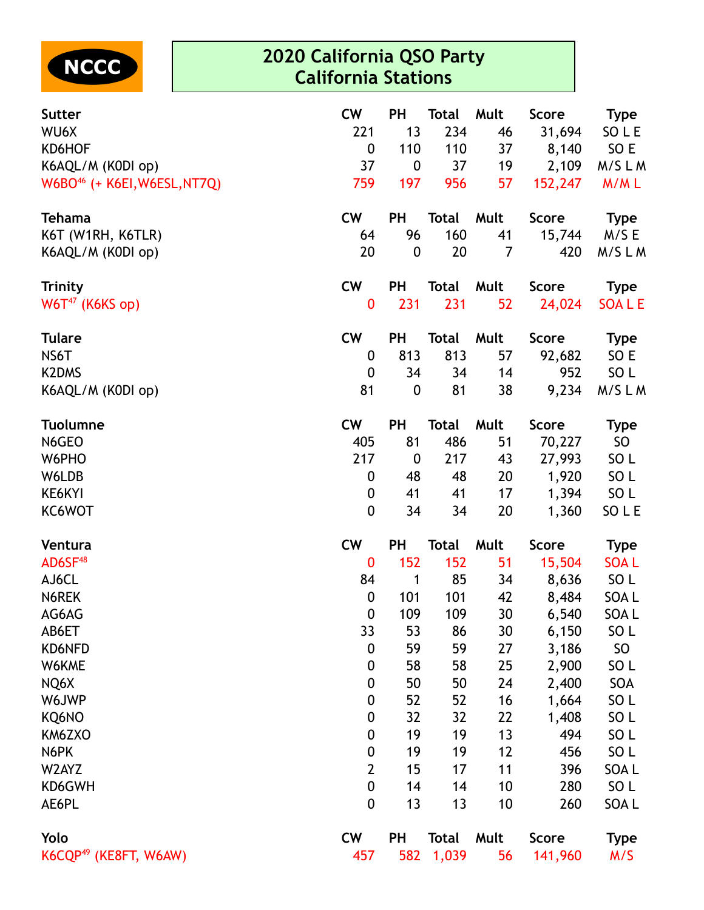NCCC

# 2020 California QSO Party
## California Stations

| Sutter | CW | PH | Total | Mult | Score | Type |
|---|---|---|---|---|---|---|
| WU6X | 221 | 13 | 234 | 46 | 31,694 | SO L E |
| KD6HOF | 0 | 110 | 110 | 37 | 8,140 | SO E |
| K6AQL/M (K0DI op) | 37 | 0 | 37 | 19 | 2,109 | M/S L M |
| W6BO[46] (+ K6EI,W6ESL,NT7Q) | 759 | 197 | 956 | 57 | 152,247 | M/M L |

| Tehama | CW | PH | Total | Mult | Score | Type |
|---|---|---|---|---|---|---|
| K6T (W1RH, K6TLR) | 64 | 96 | 160 | 41 | 15,744 | M/S E |
| K6AQL/M (K0DI op) | 20 | 0 | 20 | 7 | 420 | M/S L M |

| Trinity | CW | PH | Total | Mult | Score | Type |
|---|---|---|---|---|---|---|
| W6T[47] (K6KS op) | 0 | 231 | 231 | 52 | 24,024 | SOA L E |

| Tulare | CW | PH | Total | Mult | Score | Type |
|---|---|---|---|---|---|---|
| NS6T | 0 | 813 | 813 | 57 | 92,682 | SO E |
| K2DMS | 0 | 34 | 34 | 14 | 952 | SO L |
| K6AQL/M (K0DI op) | 81 | 0 | 81 | 38 | 9,234 | M/S L M |

| Tuolumne | CW | PH | Total | Mult | Score | Type |
|---|---|---|---|---|---|---|
| N6GEO | 405 | 81 | 486 | 51 | 70,227 | SO |
| W6PHO | 217 | 0 | 217 | 43 | 27,993 | SO L |
| W6LDB | 0 | 48 | 48 | 20 | 1,920 | SO L |
| KE6KYI | 0 | 41 | 41 | 17 | 1,394 | SO L |
| KC6WOT | 0 | 34 | 34 | 20 | 1,360 | SO L E |

| Ventura | CW | PH | Total | Mult | Score | Type |
|---|---|---|---|---|---|---|
| AD6SF[48] | 0 | 152 | 152 | 51 | 15,504 | SOA L |
| AJ6CL | 84 | 1 | 85 | 34 | 8,636 | SO L |
| N6REK | 0 | 101 | 101 | 42 | 8,484 | SOA L |
| AG6AG | 0 | 109 | 109 | 30 | 6,540 | SOA L |
| AB6ET | 33 | 53 | 86 | 30 | 6,150 | SO L |
| KD6NFD | 0 | 59 | 59 | 27 | 3,186 | SO |
| W6KME | 0 | 58 | 58 | 25 | 2,900 | SO L |
| NQ6X | 0 | 50 | 50 | 24 | 2,400 | SOA |
| W6JWP | 0 | 52 | 52 | 16 | 1,664 | SO L |
| KQ6NO | 0 | 32 | 32 | 22 | 1,408 | SO L |
| KM6ZXO | 0 | 19 | 19 | 13 | 494 | SO L |
| N6PK | 0 | 19 | 19 | 12 | 456 | SO L |
| W2AYZ | 2 | 15 | 17 | 11 | 396 | SOA L |
| KD6GWH | 0 | 14 | 14 | 10 | 280 | SO L |
| AE6PL | 0 | 13 | 13 | 10 | 260 | SOA L |

| Yolo | CW | PH | Total | Mult | Score | Type |
|---|---|---|---|---|---|---|
| K6CQP[49] (KE8FT, W6AW) | 457 | 582 | 1,039 | 56 | 141,960 | M/S |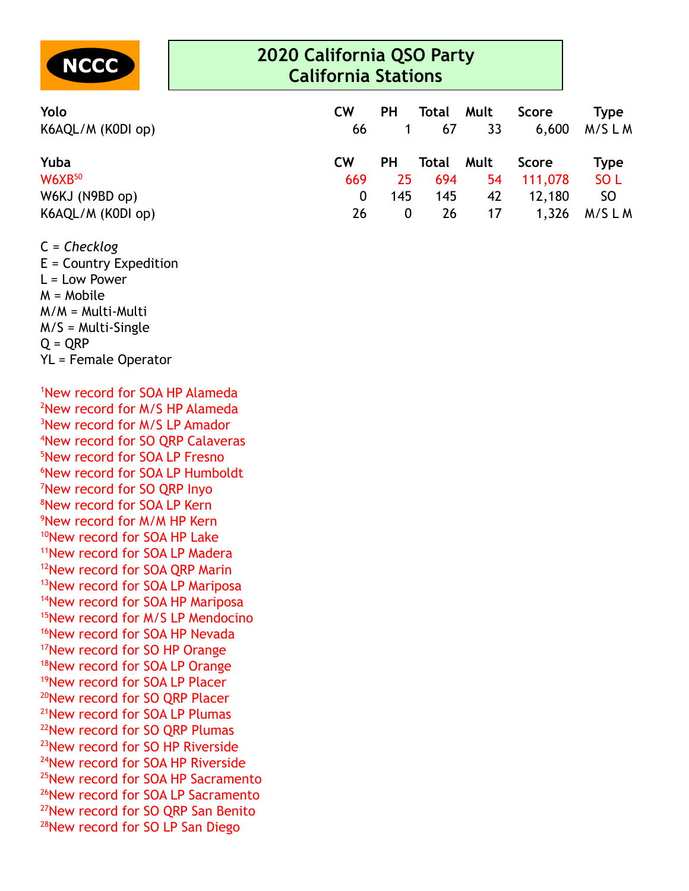NCCC

# 2020 California QSO Party
## California Stations

| Yolo | CW | PH | Total | Mult | Score | Type |
|---|---|---|---|---|---|---|
| K6AQL/M (K0DI op) | 66 | 1 | 67 | 33 | 6,600 | M/S L M |

| Yuba | CW | PH | Total | Mult | Score | Type |
|---|---|---|---|---|---|---|
| W6XB[50] | 669 | 25 | 694 | 54 | 111,078 | SO L |
| W6KJ (N9BD op) | 0 | 145 | 145 | 42 | 12,180 | SO |
| K6AQL/M (K0DI op) | 26 | 0 | 26 | 17 | 1,326 | M/S L M |

C = *Checklog*
E = Country Expedition
L = Low Power
M = Mobile
M/M = Multi-Multi
M/S = Multi-Single
Q = QRP
YL = Female Operator

[1]New record for SOA HP Alameda
[2]New record for M/S HP Alameda
[3]New record for M/S LP Amador
[4]New record for SO QRP Calaveras
[5]New record for SOA LP Fresno
[6]New record for SOA LP Humboldt
[7]New record for SO QRP Inyo
[8]New record for SOA LP Kern
[9]New record for M/M HP Kern
[10]New record for SOA HP Lake
[11]New record for SOA LP Madera
[12]New record for SOA QRP Marin
[13]New record for SOA LP Mariposa
[14]New record for SOA HP Mariposa
[15]New record for M/S LP Mendocino
[16]New record for SOA HP Nevada
[17]New record for SO HP Orange
[18]New record for SOA LP Orange
[19]New record for SOA LP Placer
[20]New record for SO QRP Placer
[21]New record for SOA LP Plumas
[22]New record for SO QRP Plumas
[23]New record for SO HP Riverside
[24]New record for SOA HP Riverside
[25]New record for SOA HP Sacramento
[26]New record for SOA LP Sacramento
[27]New record for SO QRP San Benito
[28]New record for SO LP San Diego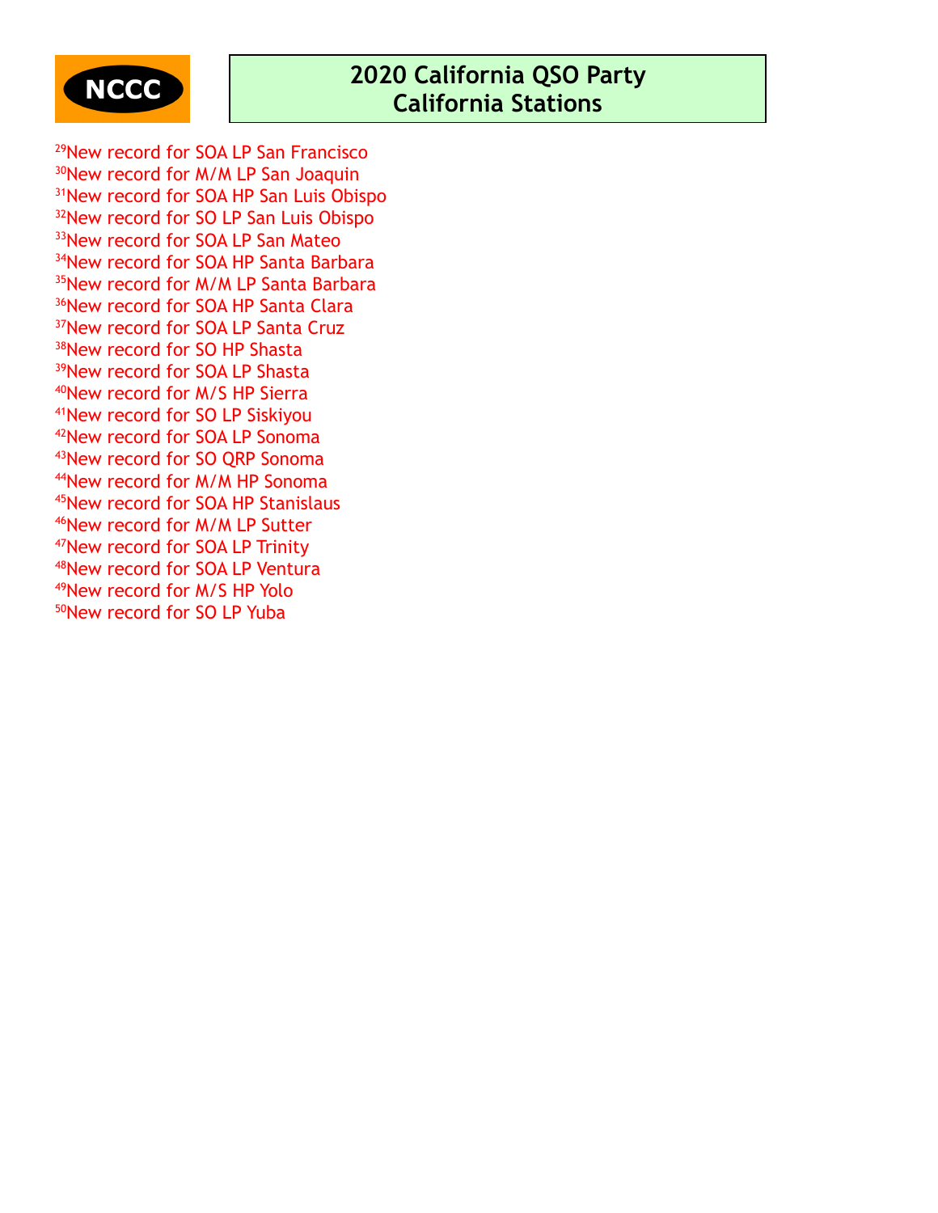NCCC

# 2020 California QSO Party
# California Stations

[29]New record for SOA LP San Francisco
[30]New record for M/M LP San Joaquin
[31]New record for SOA HP San Luis Obispo
[32]New record for SO LP San Luis Obispo
[33]New record for SOA LP San Mateo
[34]New record for SOA HP Santa Barbara
[35]New record for M/M LP Santa Barbara
[36]New record for SOA HP Santa Clara
[37]New record for SOA LP Santa Cruz
[38]New record for SO HP Shasta
[39]New record for SOA LP Shasta
[40]New record for M/S HP Sierra
[41]New record for SO LP Siskiyou
[42]New record for SOA LP Sonoma
[43]New record for SO QRP Sonoma
[44]New record for M/M HP Sonoma
[45]New record for SOA HP Stanislaus
[46]New record for M/M LP Sutter
[47]New record for SOA LP Trinity
[48]New record for SOA LP Ventura
[49]New record for M/S HP Yolo
[50]New record for SO LP Yuba